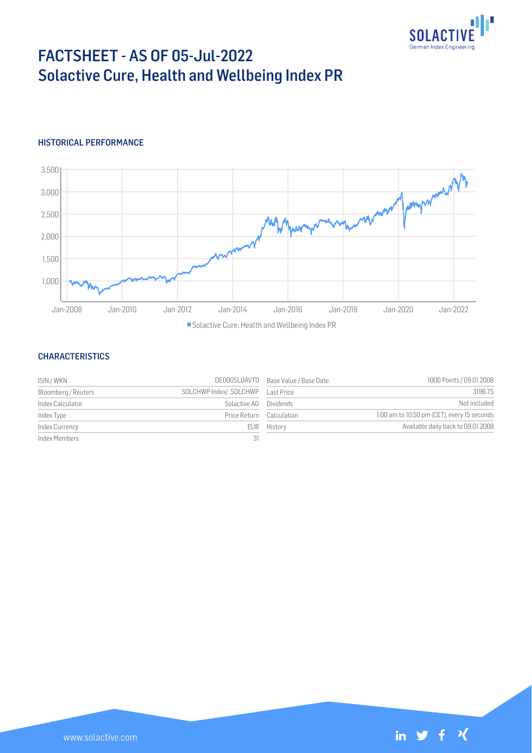# FACTSHEET - AS OF 05-Jul-2022
# Solactive Cure, Health and Wellbeing Index PR

## HISTORICAL PERFORMANCE

## CHARACTERISTICS

| | | | |
|---|---|---|---|
| ISIN / WKN | DE000SL0AVT0 | Base Value / Base Date | 1000 Points / 09.01.2008 |
| Bloomberg / Reuters | SOLCHWP Index/ .SOLCHWP | Last Price | 3196.75 |
| Index Calculator | Solactive AG | Dividends | Not included |
| Index Type | Price Return | Calculation | 1:00 am to 10:50 pm (CET), every 15 seconds |
| Index Currency | EUR | History | Available daily back to 09.01.2008 |
| Index Members | 31 | | |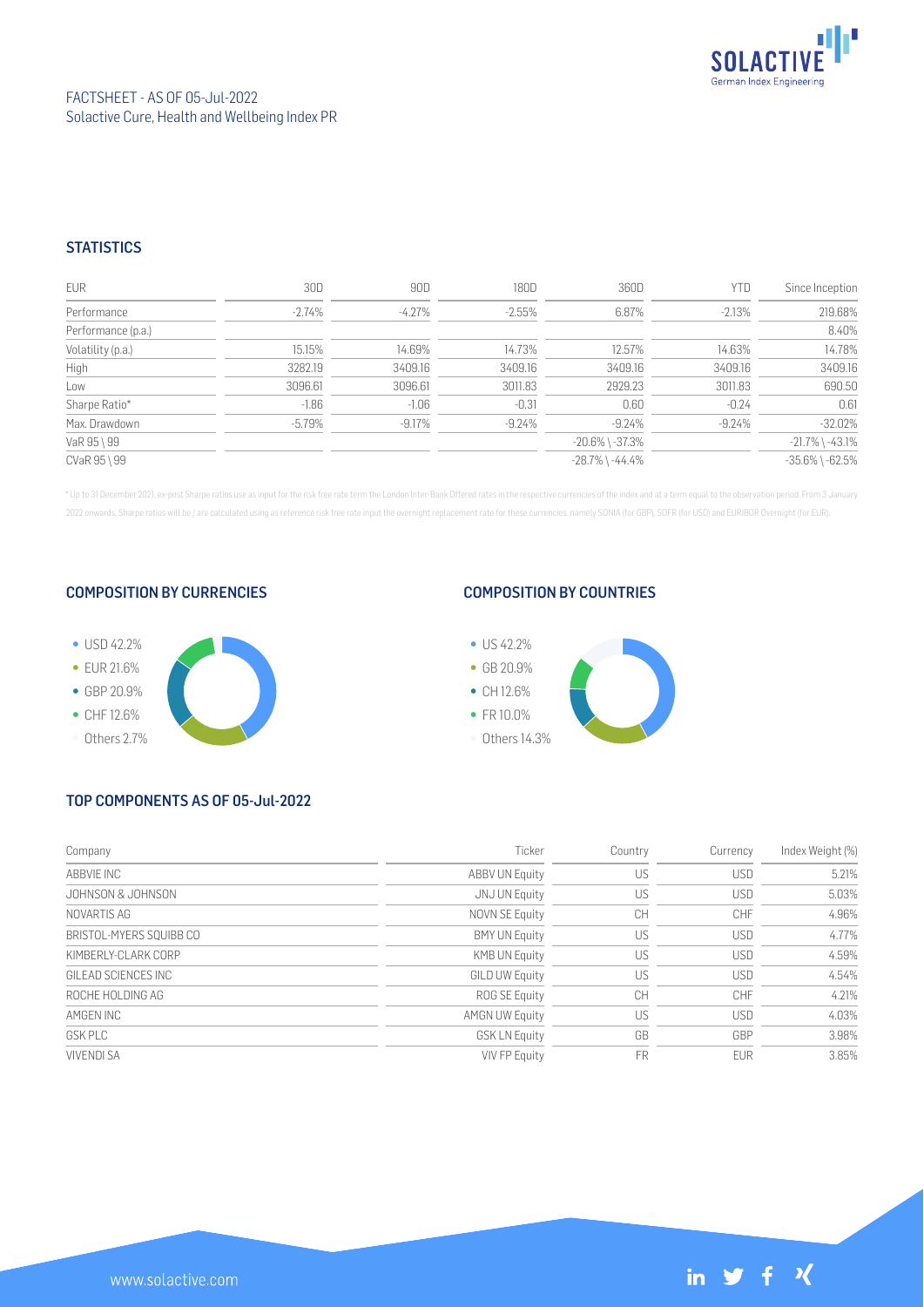FACTSHEET - AS OF 05-Jul-2022
Solactive Cure, Health and Wellbeing Index PR

## STATISTICS

| EUR | 30D | 90D | 180D | 360D | YTD | Since Inception |
|---|---|---|---|---|---|---|
| Performance | -2.74% | -4.27% | -2.55% | 6.87% | -2.13% | 219.68% |
| Performance (p.a.) | | | | | | 8.40% |
| Volatility (p.a.) | 15.15% | 14.69% | 14.73% | 12.57% | 14.63% | 14.78% |
| High | 3282.19 | 3409.16 | 3409.16 | 3409.16 | 3409.16 | 3409.16 |
| Low | 3096.61 | 3096.61 | 3011.83 | 2929.23 | 3011.83 | 690.50 |
| Sharpe Ratio* | -1.86 | -1.06 | -0.31 | 0.60 | -0.24 | 0.61 |
| Max. Drawdown | -5.79% | -9.17% | -9.24% | -9.24% | -9.24% | -32.02% |
| VaR 95 \ 99 | | | | -20.6% \ -37.3% | | -21.7% \ -43.1% |
| CVaR 95 \ 99 | | | | -28.7% \ -44.4% | | -35.6% \ -62.5% |

\* Up to 31 December 2021, ex-post Sharpe ratios use as input for the risk free rate term the London Inter-Bank Offered rates in the respective currencies of the index and at a term equal to the observation period. From 3 January 2022 onwards, Sharpe ratios will be / are calculated using as reference risk free rate input the overnight replacement rate for these currencies, namely SONIA (for GBP), SOFR (for USD) and EURIBOR Overnight (for EUR).

## COMPOSITION BY CURRENCIES

- USD 42.2%
- EUR 21.6%
- GBP 20.9%
- CHF 12.6%
- Others 2.7%

## COMPOSITION BY COUNTRIES

- US 42.2%
- GB 20.9%
- CH 12.6%
- FR 10.0%
- Others 14.3%

## TOP COMPONENTS AS OF 05-Jul-2022

| Company | Ticker | Country | Currency | Index Weight (%) |
|---|---|---|---|---|
| ABBVIE INC | ABBV UN Equity | US | USD | 5.21% |
| JOHNSON & JOHNSON | JNJ UN Equity | US | USD | 5.03% |
| NOVARTIS AG | NOVN SE Equity | CH | CHF | 4.96% |
| BRISTOL-MYERS SQUIBB CO | BMY UN Equity | US | USD | 4.77% |
| KIMBERLY-CLARK CORP | KMB UN Equity | US | USD | 4.59% |
| GILEAD SCIENCES INC | GILD UW Equity | US | USD | 4.54% |
| ROCHE HOLDING AG | ROG SE Equity | CH | CHF | 4.21% |
| AMGEN INC | AMGN UW Equity | US | USD | 4.03% |
| GSK PLC | GSK LN Equity | GB | GBP | 3.98% |
| VIVENDI SA | VIV FP Equity | FR | EUR | 3.85% |

www.solactive.com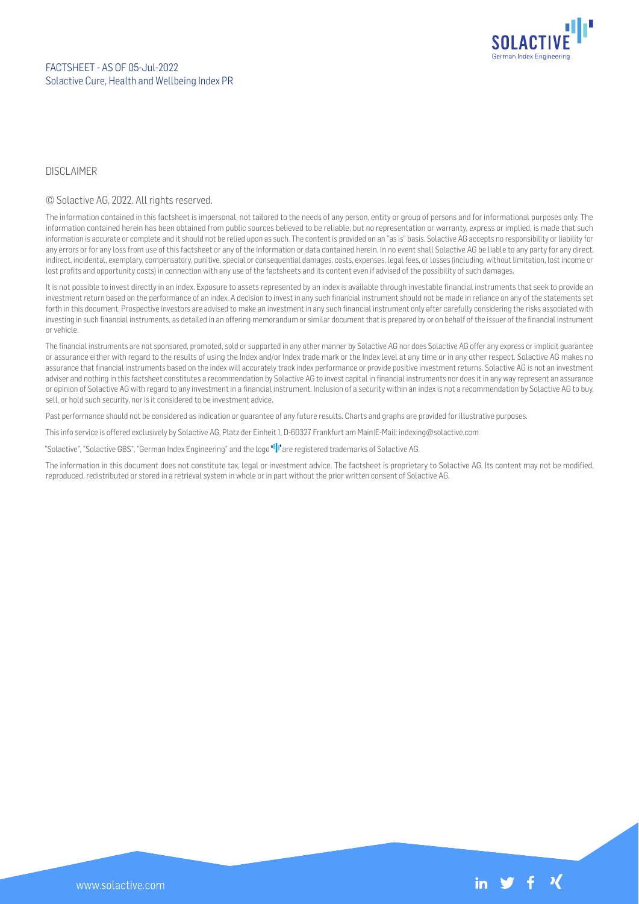## DISCLAIMER

© Solactive AG, 2022. All rights reserved.

The information contained in this factsheet is impersonal, not tailored to the needs of any person, entity or group of persons and for informational purposes only. The information contained herein has been obtained from public sources believed to be reliable, but no representation or warranty, express or implied, is made that such information is accurate or complete and it should not be relied upon as such. The content is provided on an "as is" basis. Solactive AG accepts no responsibility or liability for any errors or for any loss from use of this factsheet or any of the information or data contained herein. In no event shall Solactive AG be liable to any party for any direct, indirect, incidental, exemplary, compensatory, punitive, special or consequential damages, costs, expenses, legal fees, or losses (including, without limitation, lost income or lost profits and opportunity costs) in connection with any use of the factsheets and its content even if advised of the possibility of such damages.

It is not possible to invest directly in an index. Exposure to assets represented by an index is available through investable financial instruments that seek to provide an investment return based on the performance of an index. A decision to invest in any such financial instrument should not be made in reliance on any of the statements set forth in this document. Prospective investors are advised to make an investment in any such financial instrument only after carefully considering the risks associated with investing in such financial instruments, as detailed in an offering memorandum or similar document that is prepared by or on behalf of the issuer of the financial instrument or vehicle.

The financial instruments are not sponsored, promoted, sold or supported in any other manner by Solactive AG nor does Solactive AG offer any express or implicit guarantee or assurance either with regard to the results of using the Index and/or Index trade mark or the Index level at any time or in any other respect. Solactive AG makes no assurance that financial instruments based on the index will accurately track index performance or provide positive investment returns. Solactive AG is not an investment adviser and nothing in this factsheet constitutes a recommendation by Solactive AG to invest capital in financial instruments nor does it in any way represent an assurance or opinion of Solactive AG with regard to any investment in a financial instrument. Inclusion of a security within an index is not a recommendation by Solactive AG to buy, sell, or hold such security, nor is it considered to be investment advice.

Past performance should not be considered as indication or guarantee of any future results. Charts and graphs are provided for illustrative purposes.

This info service is offered exclusively by Solactive AG, Platz der Einheit 1, D-60327 Frankfurt am Main|E-Mail: indexing@solactive.com

"Solactive", "Solactive GBS", "German Index Engineering" and the logo are registered trademarks of Solactive AG.

The information in this document does not constitute tax, legal or investment advice. The factsheet is proprietary to Solactive AG. Its content may not be modified, reproduced, redistributed or stored in a retrieval system in whole or in part without the prior written consent of Solactive AG.